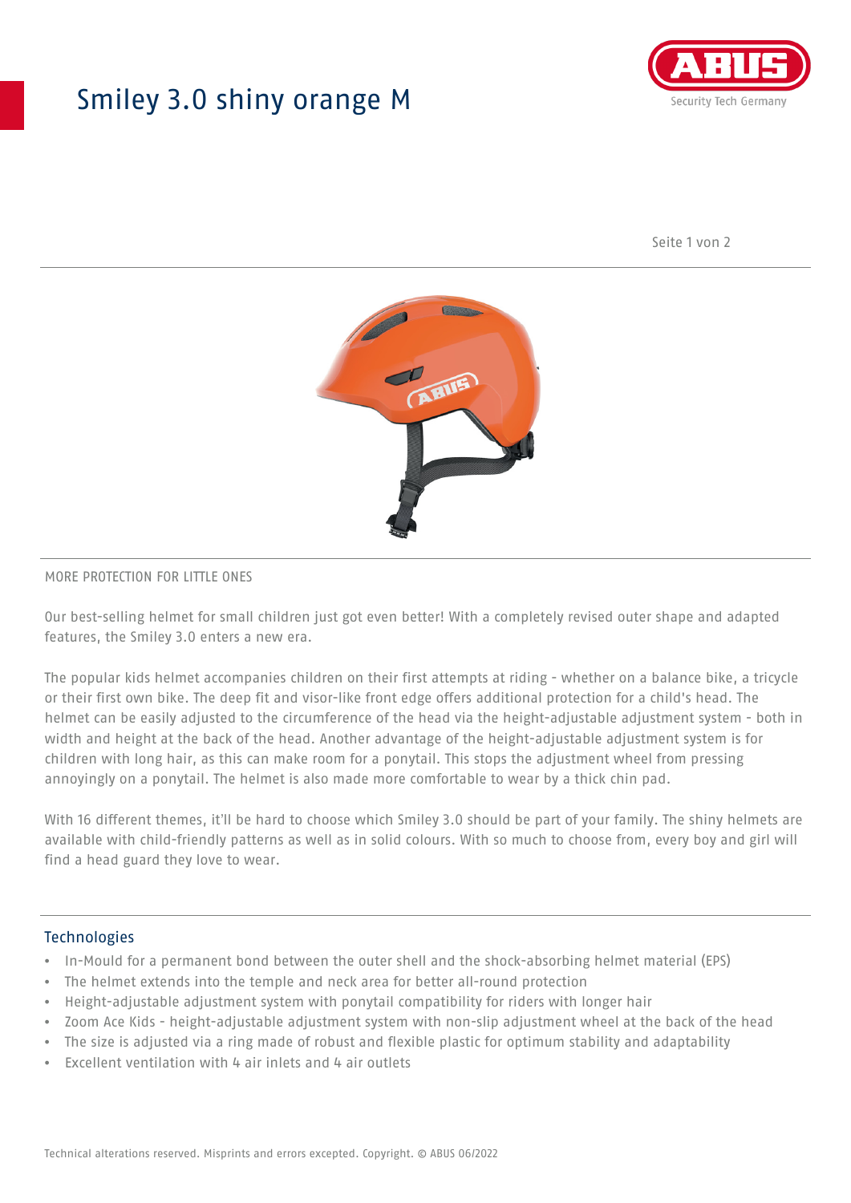# Smiley 3.0 shiny orange M

MORE PROTECTION FOR LITTLE ONES

Our best-selling helmet for small children just got even better! With a completely revised outer shape and adapted features, the Smiley 3.0 enters a new era.

The popular kids helmet accompanies children on their first attempts at riding - whether on a balance bike, a tricycle or their first own bike. The deep fit and visor-like front edge offers additional protection for a child's head. The helmet can be easily adjusted to the circumference of the head via the height-adjustable adjustment system - both in width and height at the back of the head. Another advantage of the height-adjustable adjustment system is for children with long hair, as this can make room for a ponytail. This stops the adjustment wheel from pressing annoyingly on a ponytail. The helmet is also made more comfortable to wear by a thick chin pad.

With 16 different themes, it'll be hard to choose which Smiley 3.0 should be part of your family. The shiny helmets are available with child-friendly patterns as well as in solid colours. With so much to choose from, every boy and girl will find a head guard they love to wear.

## Technologies

- In-Mould for a permanent bond between the outer shell and the shock-absorbing helmet material (EPS)
- The helmet extends into the temple and neck area for better all-round protection
- Height-adjustable adjustment system with ponytail compatibility for riders with longer hair
- Zoom Ace Kids - height-adjustable adjustment system with non-slip adjustment wheel at the back of the head
- The size is adjusted via a ring made of robust and flexible plastic for optimum stability and adaptability
- Excellent ventilation with 4 air inlets and 4 air outlets

Technical alterations reserved. Misprints and errors excepted. Copyright. © ABUS 06/2022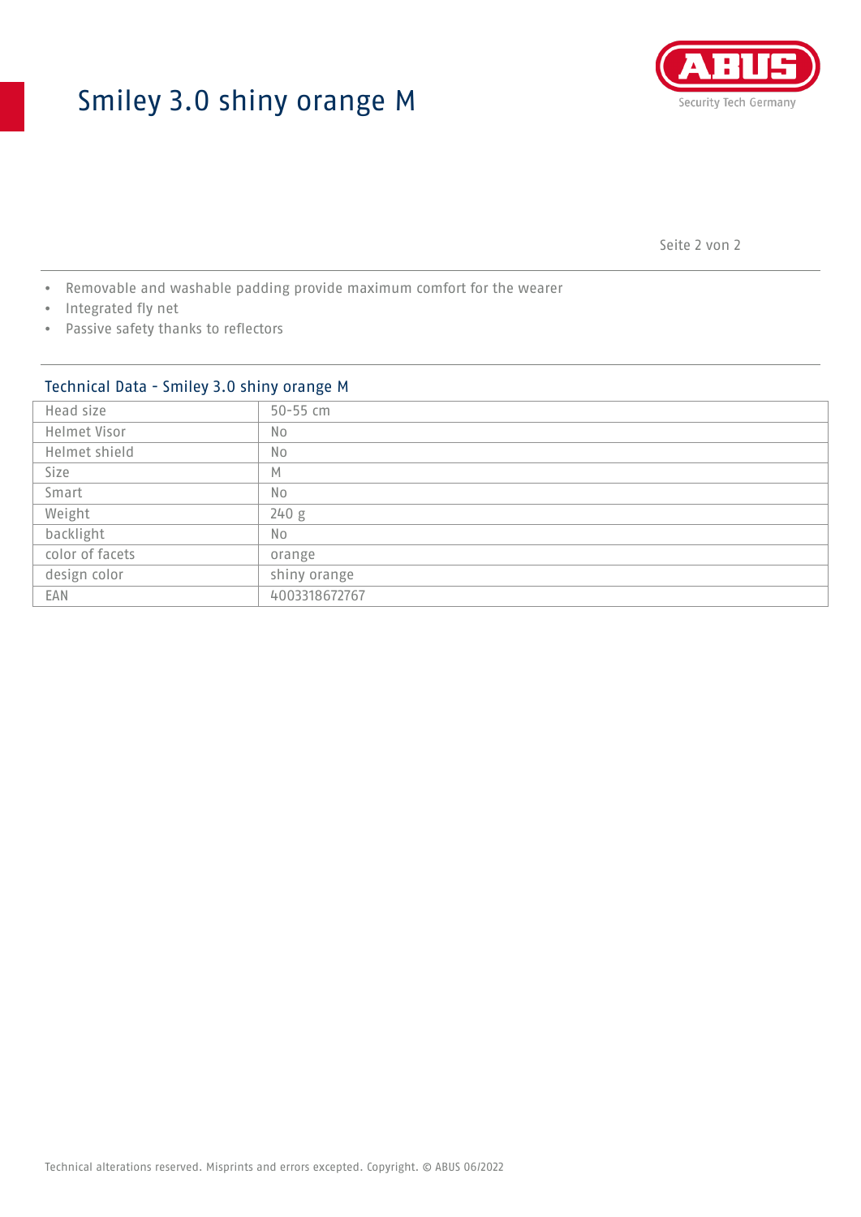# Smiley 3.0 shiny orange M

- Removable and washable padding provide maximum comfort for the wearer
- Integrated fly net
- Passive safety thanks to reflectors

## Technical Data - Smiley 3.0 shiny orange M

| | |
|---|---|
| Head size | 50-55 cm |
| Helmet Visor | No |
| Helmet shield | No |
| Size | M |
| Smart | No |
| Weight | 240 g |
| backlight | No |
| color of facets | orange |
| design color | shiny orange |
| EAN | 4003318672767 |

Technical alterations reserved. Misprints and errors excepted. Copyright. © ABUS 06/2022